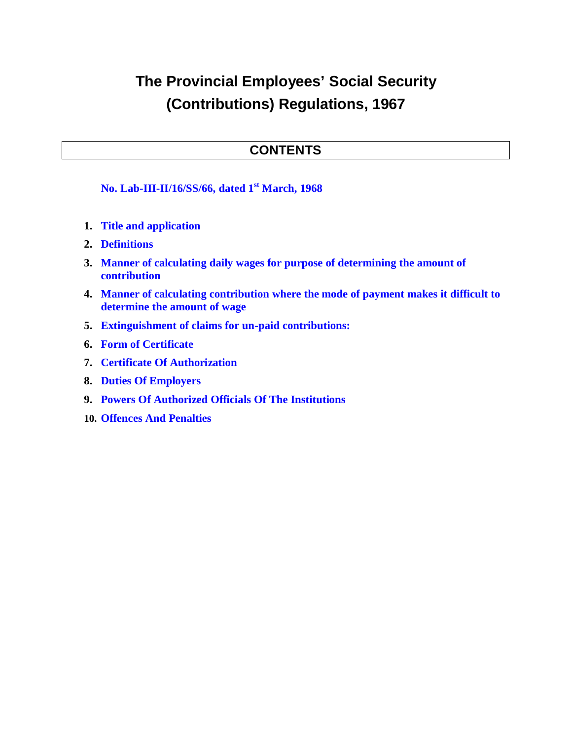# The Provincial Employees' Social Security (Contributions) Regulations, 1967

## CONTENTS

**No. Lab-III-II/16/SS/66, dated 1st March, 1968**

1. **Title and application**
2. **Definitions**
3. **Manner of calculating daily wages for purpose of determining the amount of contribution**
4. **Manner of calculating contribution where the mode of payment makes it difficult to determine the amount of wage**
5. **Extinguishment of claims for un-paid contributions:**
6. **Form of Certificate**
7. **Certificate Of Authorization**
8. **Duties Of Employers**
9. **Powers Of Authorized Officials Of The Institutions**
10. **Offences And Penalties**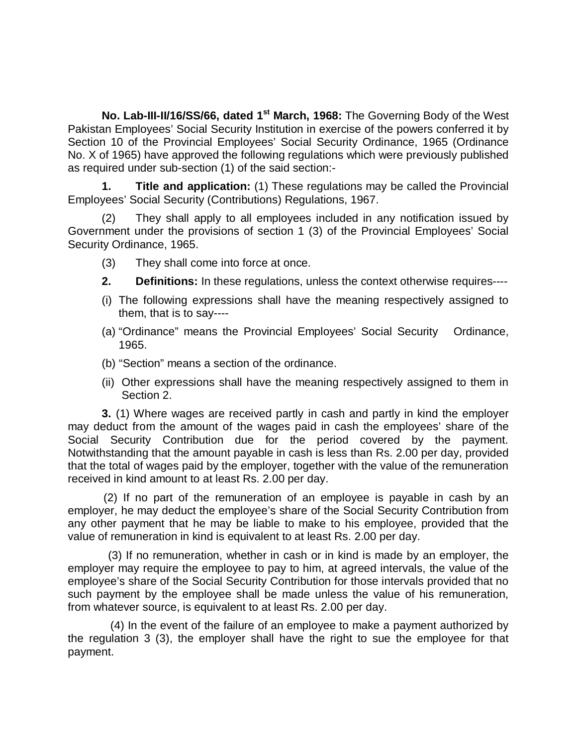**No. Lab-III-II/16/SS/66, dated 1st March, 1968:** The Governing Body of the West Pakistan Employees' Social Security Institution in exercise of the powers conferred it by Section 10 of the Provincial Employees' Social Security Ordinance, 1965 (Ordinance No. X of 1965) have approved the following regulations which were previously published as required under sub-section (1) of the said section:-

**1. Title and application:** (1) These regulations may be called the Provincial Employees' Social Security (Contributions) Regulations, 1967.

(2) They shall apply to all employees included in any notification issued by Government under the provisions of section 1 (3) of the Provincial Employees' Social Security Ordinance, 1965.

(3) They shall come into force at once.

**2. Definitions:** In these regulations, unless the context otherwise requires----

(i) The following expressions shall have the meaning respectively assigned to them, that is to say----

(a) "Ordinance" means the Provincial Employees' Social Security Ordinance, 1965.

(b) "Section" means a section of the ordinance.

(ii) Other expressions shall have the meaning respectively assigned to them in Section 2.

**3.** (1) Where wages are received partly in cash and partly in kind the employer may deduct from the amount of the wages paid in cash the employees' share of the Social Security Contribution due for the period covered by the payment. Notwithstanding that the amount payable in cash is less than Rs. 2.00 per day, provided that the total of wages paid by the employer, together with the value of the remuneration received in kind amount to at least Rs. 2.00 per day.

(2) If no part of the remuneration of an employee is payable in cash by an employer, he may deduct the employee's share of the Social Security Contribution from any other payment that he may be liable to make to his employee, provided that the value of remuneration in kind is equivalent to at least Rs. 2.00 per day.

(3) If no remuneration, whether in cash or in kind is made by an employer, the employer may require the employee to pay to him, at agreed intervals, the value of the employee's share of the Social Security Contribution for those intervals provided that no such payment by the employee shall be made unless the value of his remuneration, from whatever source, is equivalent to at least Rs. 2.00 per day.

(4) In the event of the failure of an employee to make a payment authorized by the regulation 3 (3), the employer shall have the right to sue the employee for that payment.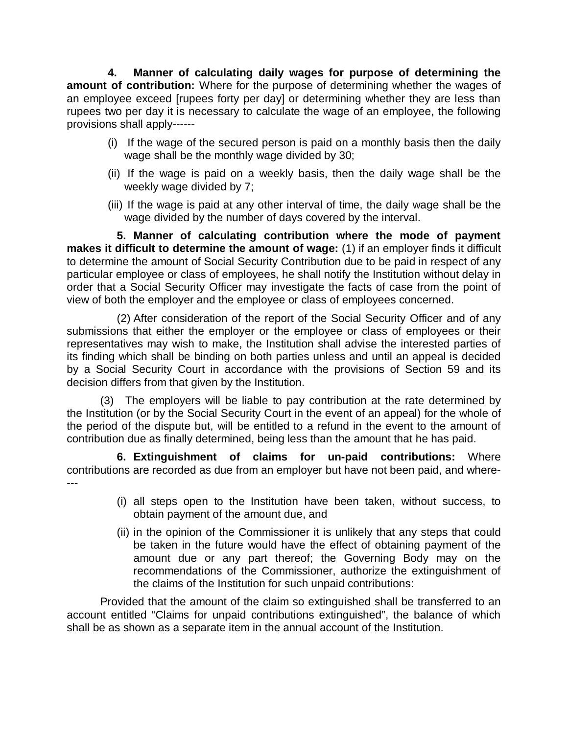**4. Manner of calculating daily wages for purpose of determining the amount of contribution:** Where for the purpose of determining whether the wages of an employee exceed [rupees forty per day] or determining whether they are less than rupees two per day it is necessary to calculate the wage of an employee, the following provisions shall apply------

(i) If the wage of the secured person is paid on a monthly basis then the daily wage shall be the monthly wage divided by 30;

(ii) If the wage is paid on a weekly basis, then the daily wage shall be the weekly wage divided by 7;

(iii) If the wage is paid at any other interval of time, the daily wage shall be the wage divided by the number of days covered by the interval.

**5. Manner of calculating contribution where the mode of payment makes it difficult to determine the amount of wage:** (1) if an employer finds it difficult to determine the amount of Social Security Contribution due to be paid in respect of any particular employee or class of employees, he shall notify the Institution without delay in order that a Social Security Officer may investigate the facts of case from the point of view of both the employer and the employee or class of employees concerned.

(2) After consideration of the report of the Social Security Officer and of any submissions that either the employer or the employee or class of employees or their representatives may wish to make, the Institution shall advise the interested parties of its finding which shall be binding on both parties unless and until an appeal is decided by a Social Security Court in accordance with the provisions of Section 59 and its decision differs from that given by the Institution.

(3) The employers will be liable to pay contribution at the rate determined by the Institution (or by the Social Security Court in the event of an appeal) for the whole of the period of the dispute but, will be entitled to a refund in the event to the amount of contribution due as finally determined, being less than the amount that he has paid.

**6. Extinguishment of claims for un-paid contributions:** Where contributions are recorded as due from an employer but have not been paid, and where----

(i) all steps open to the Institution have been taken, without success, to obtain payment of the amount due, and

(ii) in the opinion of the Commissioner it is unlikely that any steps that could be taken in the future would have the effect of obtaining payment of the amount due or any part thereof; the Governing Body may on the recommendations of the Commissioner, authorize the extinguishment of the claims of the Institution for such unpaid contributions:

Provided that the amount of the claim so extinguished shall be transferred to an account entitled "Claims for unpaid contributions extinguished", the balance of which shall be as shown as a separate item in the annual account of the Institution.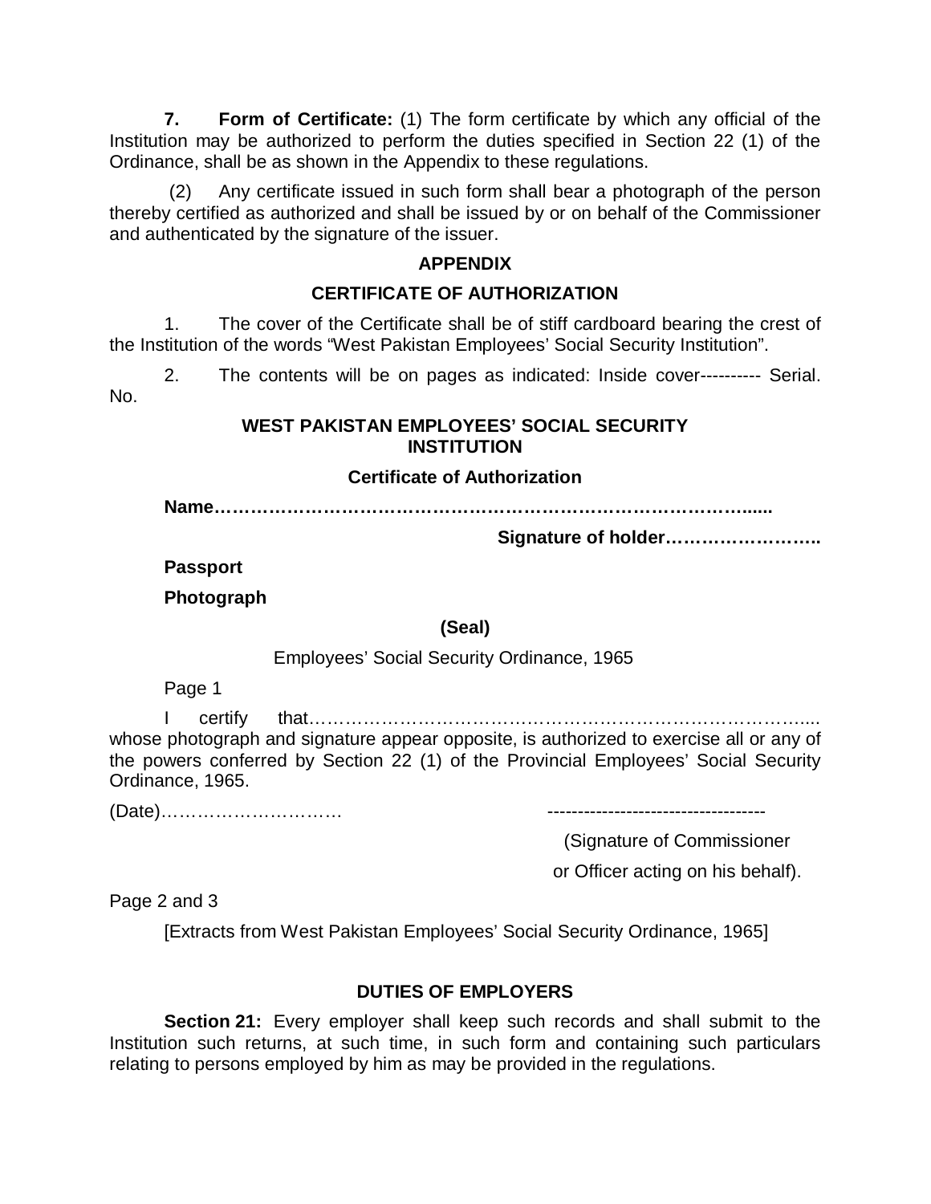**7. Form of Certificate:** (1) The form certificate by which any official of the Institution may be authorized to perform the duties specified in Section 22 (1) of the Ordinance, shall be as shown in the Appendix to these regulations.

(2) Any certificate issued in such form shall bear a photograph of the person thereby certified as authorized and shall be issued by or on behalf of the Commissioner and authenticated by the signature of the issuer.

## APPENDIX

## CERTIFICATE OF AUTHORIZATION

1. The cover of the Certificate shall be of stiff cardboard bearing the crest of the Institution of the words "West Pakistan Employees' Social Security Institution".

2. The contents will be on pages as indicated: Inside cover--------- Serial. No.

**WEST PAKISTAN EMPLOYEES' SOCIAL SECURITY INSTITUTION**

**Certificate of Authorization**

**Name………………………………………………………………………………......**

**Signature of holder……………………..**

**Passport**

**Photograph**

**(Seal)**

Employees' Social Security Ordinance, 1965

Page 1

I certify that…………………………………………………………………………... whose photograph and signature appear opposite, is authorized to exercise all or any of the powers conferred by Section 22 (1) of the Provincial Employees' Social Security Ordinance, 1965.

(Date)…………………………. -----------------------------------

(Signature of Commissioner

or Officer acting on his behalf).

Page 2 and 3

[Extracts from West Pakistan Employees' Social Security Ordinance, 1965]

### DUTIES OF EMPLOYERS

**Section 21:** Every employer shall keep such records and shall submit to the Institution such returns, at such time, in such form and containing such particulars relating to persons employed by him as may be provided in the regulations.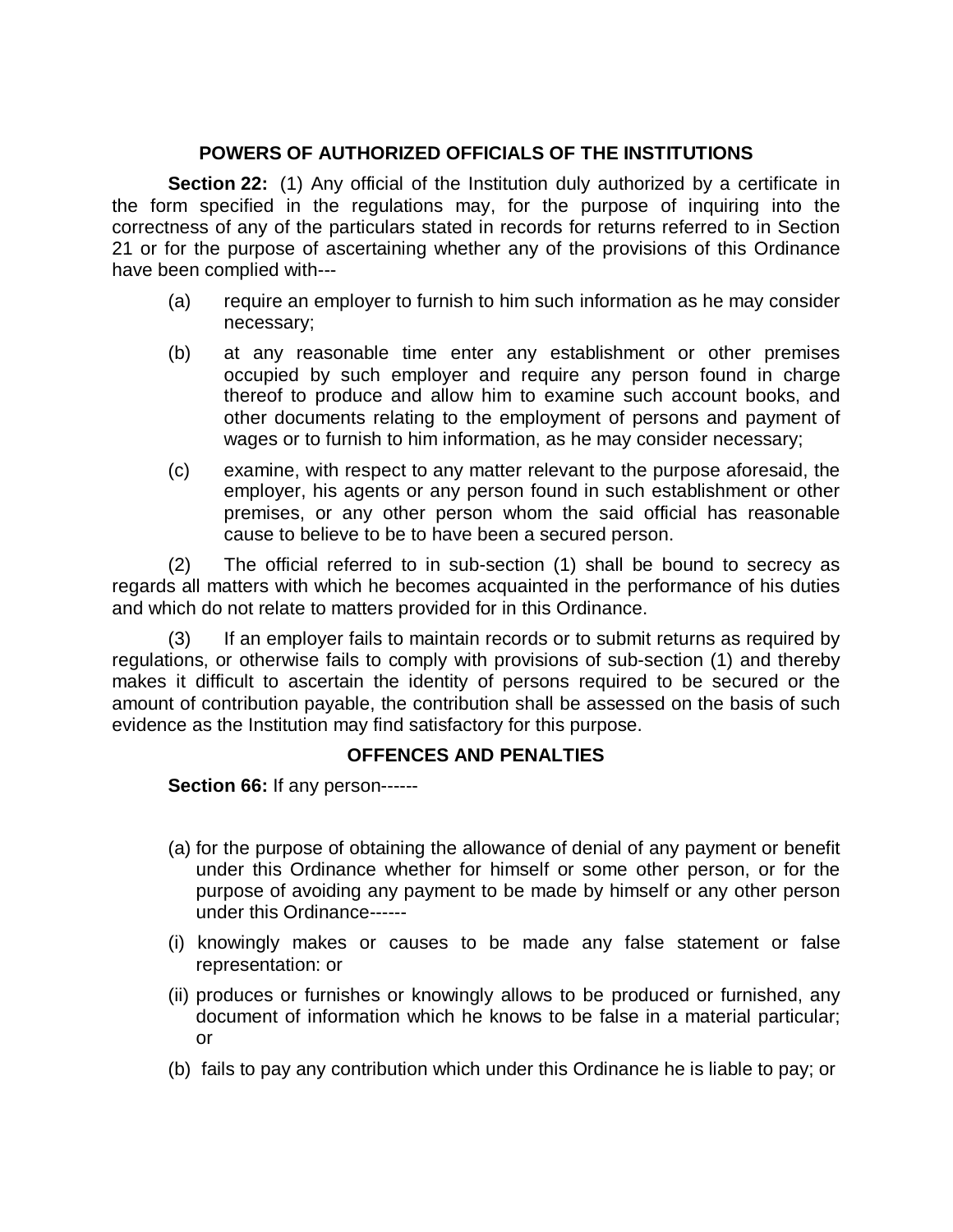## POWERS OF AUTHORIZED OFFICIALS OF THE INSTITUTIONS

**Section 22:** (1) Any official of the Institution duly authorized by a certificate in the form specified in the regulations may, for the purpose of inquiring into the correctness of any of the particulars stated in records for returns referred to in Section 21 or for the purpose of ascertaining whether any of the provisions of this Ordinance have been complied with---

(a) require an employer to furnish to him such information as he may consider necessary;

(b) at any reasonable time enter any establishment or other premises occupied by such employer and require any person found in charge thereof to produce and allow him to examine such account books, and other documents relating to the employment of persons and payment of wages or to furnish to him information, as he may consider necessary;

(c) examine, with respect to any matter relevant to the purpose aforesaid, the employer, his agents or any person found in such establishment or other premises, or any other person whom the said official has reasonable cause to believe to be to have been a secured person.

(2) The official referred to in sub-section (1) shall be bound to secrecy as regards all matters with which he becomes acquainted in the performance of his duties and which do not relate to matters provided for in this Ordinance.

(3) If an employer fails to maintain records or to submit returns as required by regulations, or otherwise fails to comply with provisions of sub-section (1) and thereby makes it difficult to ascertain the identity of persons required to be secured or the amount of contribution payable, the contribution shall be assessed on the basis of such evidence as the Institution may find satisfactory for this purpose.

## OFFENCES AND PENALTIES

**Section 66:** If any person------

(a) for the purpose of obtaining the allowance of denial of any payment or benefit under this Ordinance whether for himself or some other person, or for the purpose of avoiding any payment to be made by himself or any other person under this Ordinance------

(i) knowingly makes or causes to be made any false statement or false representation: or

(ii) produces or furnishes or knowingly allows to be produced or furnished, any document of information which he knows to be false in a material particular; or

(b) fails to pay any contribution which under this Ordinance he is liable to pay; or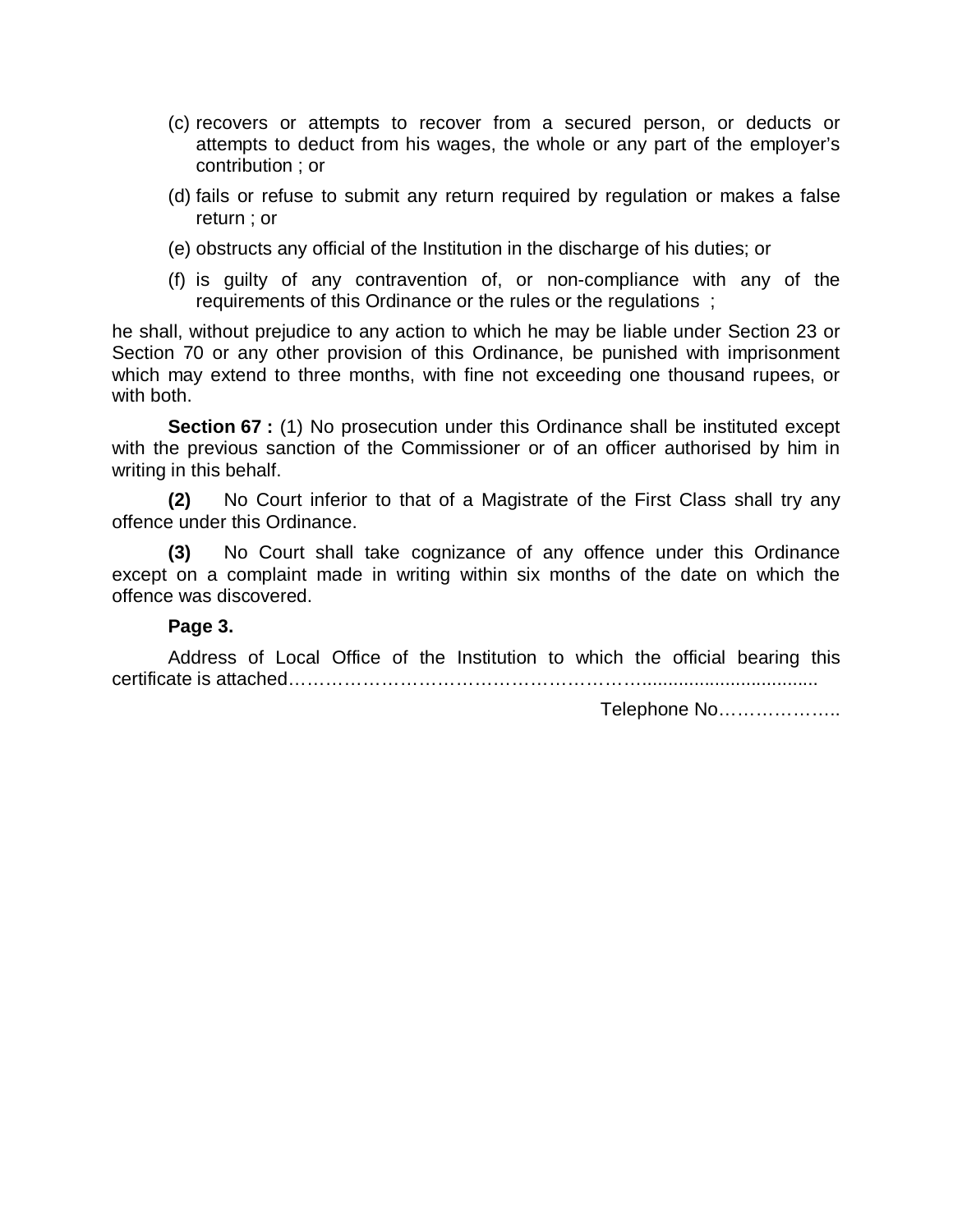(c) recovers or attempts to recover from a secured person, or deducts or attempts to deduct from his wages, the whole or any part of the employer's contribution ; or

(d) fails or refuse to submit any return required by regulation or makes a false return ; or

(e) obstructs any official of the Institution in the discharge of his duties; or

(f) is guilty of any contravention of, or non-compliance with any of the requirements of this Ordinance or the rules or the regulations ;

he shall, without prejudice to any action to which he may be liable under Section 23 or Section 70 or any other provision of this Ordinance, be punished with imprisonment which may extend to three months, with fine not exceeding one thousand rupees, or with both.

**Section 67 :** (1) No prosecution under this Ordinance shall be instituted except with the previous sanction of the Commissioner or of an officer authorised by him in writing in this behalf.

**(2)** No Court inferior to that of a Magistrate of the First Class shall try any offence under this Ordinance.

**(3)** No Court shall take cognizance of any offence under this Ordinance except on a complaint made in writing within six months of the date on which the offence was discovered.

**Page 3.**

Address of Local Office of the Institution to which the official bearing this certificate is attached…………………………………………………..................................

Telephone No………………..